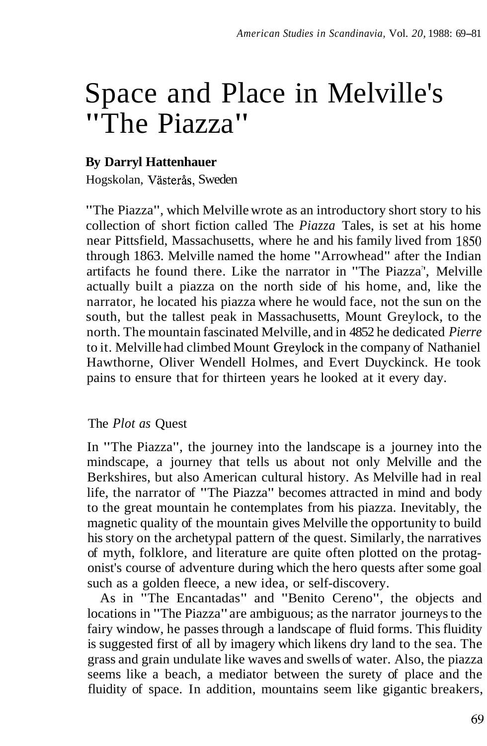# Space and Place in Melville's "The Piazza"

**By Darryl Hattenhauer**

Hogskolan, Västerås, Sweden

"The Piazza", which Melville wrote as an introductory short story to his collection of short fiction called The *Piazza* Tales, is set at his home near Pittsfield, Massachusetts, where he and his family lived from 1850 through 1863. Melville named the home "Arrowhead" after the Indian artifacts he found there. Like the narrator in "The Piazza", Melville actually built a piazza on the north side of his home, and, like the narrator, he located his piazza where he would face, not the sun on the south, but the tallest peak in Massachusetts, Mount Greylock, to the north. The mountain fascinated Melville, and in 4852 he dedicated *Pierre* to it. Melville had climbed Mount Greylock in the company of Nathaniel Hawthorne, Oliver Wendell Holmes, and Evert Duyckinck. He took pains to ensure that for thirteen years he looked at it every day.

## The *Plot as* Quest

In "The Piazza", the journey into the landscape is a journey into the mindscape, a journey that tells us about not only Melville and the Berkshires, but also American cultural history. As Melville had in real life, the narrator of "The Piazza" becomes attracted in mind and body to the great mountain he contemplates from his piazza. Inevitably, the magnetic quality of the mountain gives Melville the opportunity to build his story on the archetypal pattern of the quest. Similarly, the narratives of myth, folklore, and literature are quite often plotted on the protagonist's course of adventure during which the hero quests after some goal such as a golden fleece, a new idea, or self-discovery.

As in "The Encantadas" and "Benito Cereno", the objects and locations in "The Piazza" are ambiguous; as the narrator journeys to the fairy window, he passes through a landscape of fluid forms. This fluidity is suggested first of all by imagery which likens dry land to the sea. The grass and grain undulate like waves and swells of water. Also, the piazza seems like a beach, a mediator between the surety of place and the fluidity of space. In addition, mountains seem like gigantic breakers,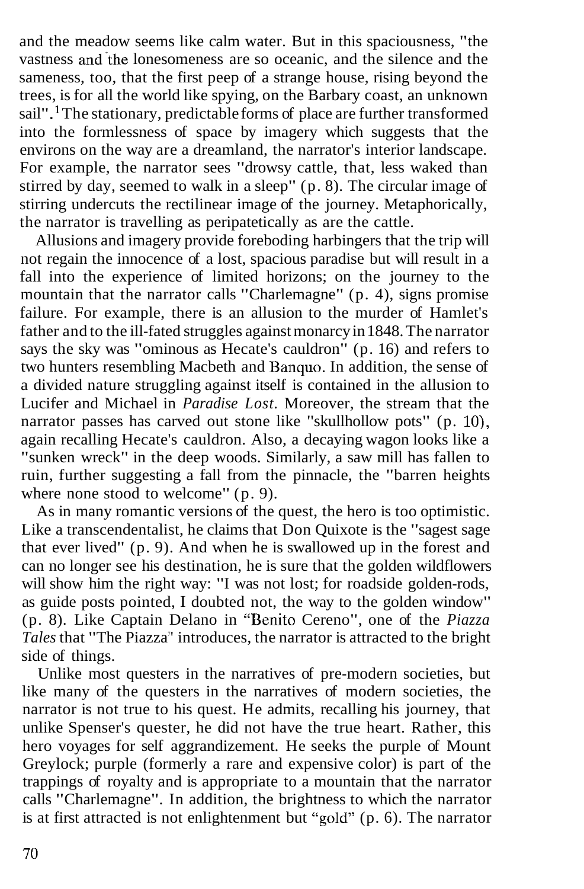and the meadow seems like calm water. But in this spaciousness, "the vastness and the lonesomeness are so oceanic, and the silence and the sameness, too, that the first peep of a strange house, rising beyond the trees, is for all the world like spying, on the Barbary coast, an unknown sail".[1] The stationary, predictable forms of place are further transformed into the formlessness of space by imagery which suggests that the environs on the way are a dreamland, the narrator's interior landscape. For example, the narrator sees "drowsy cattle, that, less waked than stirred by day, seemed to walk in a sleep" (p. 8). The circular image of stirring undercuts the rectilinear image of the journey. Metaphorically, the narrator is travelling as peripatetically as are the cattle.

Allusions and imagery provide foreboding harbingers that the trip will not regain the innocence of a lost, spacious paradise but will result in a fall into the experience of limited horizons; on the journey to the mountain that the narrator calls "Charlemagne" (p. 4), signs promise failure. For example, there is an allusion to the murder of Hamlet's father and to the ill-fated struggles against monarchy in 1848. The narrator says the sky was "ominous as Hecate's cauldron" (p. 16) and refers to two hunters resembling Macbeth and Banquo. In addition, the sense of a divided nature struggling against itself is contained in the allusion to Lucifer and Michael in *Paradise Lost*. Moreover, the stream that the narrator passes has carved out stone like "skullhollow pots" (p. 10), again recalling Hecate's cauldron. Also, a decaying wagon looks like a "sunken wreck" in the deep woods. Similarly, a saw mill has fallen to ruin, further suggesting a fall from the pinnacle, the "barren heights where none stood to welcome" (p. 9).

As in many romantic versions of the quest, the hero is too optimistic. Like a transcendentalist, he claims that Don Quixote is the "sagest sage that ever lived" (p. 9). And when he is swallowed up in the forest and can no longer see his destination, he is sure that the golden wildflowers will show him the right way: "I was not lost; for roadside golden-rods, as guide posts pointed, I doubted not, the way to the golden window" (p. 8). Like Captain Delano in "Benito Cereno", one of the *Piazza Tales* that "The Piazza" introduces, the narrator is attracted to the bright side of things.

Unlike most questers in the narratives of pre-modern societies, but like many of the questers in the narratives of modern societies, the narrator is not true to his quest. He admits, recalling his journey, that unlike Spenser's quester, he did not have the true heart. Rather, this hero voyages for self aggrandizement. He seeks the purple of Mount Greylock; purple (formerly a rare and expensive color) is part of the trappings of royalty and is appropriate to a mountain that the narrator calls "Charlemagne". In addition, the brightness to which the narrator is at first attracted is not enlightenment but "gold" (p. 6). The narrator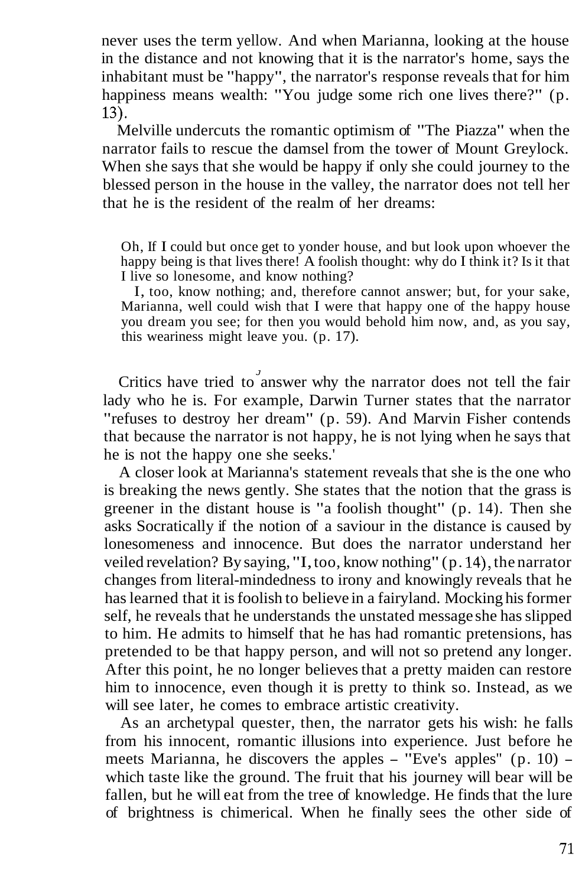never uses the term yellow. And when Marianna, looking at the house in the distance and not knowing that it is the narrator's home, says the inhabitant must be "happy", the narrator's response reveals that for him happiness means wealth: "You judge some rich one lives there?" (p. 13).

Melville undercuts the romantic optimism of "The Piazza" when the narrator fails to rescue the damsel from the tower of Mount Greylock. When she says that she would be happy if only she could journey to the blessed person in the house in the valley, the narrator does not tell her that he is the resident of the realm of her dreams:

> Oh, If I could but once get to yonder house, and but look upon whoever the happy being is that lives there! A foolish thought: why do I think it? Is it that I live so lonesome, and know nothing?
>
> I, too, know nothing; and, therefore cannot answer; but, for your sake, Marianna, well could wish that I were that happy one of the happy house you dream you see; for then you would behold him now, and, as you say, this weariness might leave you. (p. 17).

Critics have tried to answer why the narrator does not tell the fair lady who he is. For example, Darwin Turner states that the narrator "refuses to destroy her dream" (p. 59). And Marvin Fisher contends that because the narrator is not happy, he is not lying when he says that he is not the happy one she seeks.'

A closer look at Marianna's statement reveals that she is the one who is breaking the news gently. She states that the notion that the grass is greener in the distant house is "a foolish thought" (p. 14). Then she asks Socratically if the notion of a saviour in the distance is caused by lonesomeness and innocence. But does the narrator understand her veiled revelation? By saying, "I, too, know nothing" (p. 14), the narrator changes from literal-mindedness to irony and knowingly reveals that he has learned that it is foolish to believe in a fairyland. Mocking his former self, he reveals that he understands the unstated message she has slipped to him. He admits to himself that he has had romantic pretensions, has pretended to be that happy person, and will not so pretend any longer. After this point, he no longer believes that a pretty maiden can restore him to innocence, even though it is pretty to think so. Instead, as we will see later, he comes to embrace artistic creativity.

As an archetypal quester, then, the narrator gets his wish: he falls from his innocent, romantic illusions into experience. Just before he meets Marianna, he discovers the apples – "Eve's apples" (p. 10) – which taste like the ground. The fruit that his journey will bear will be fallen, but he will eat from the tree of knowledge. He finds that the lure of brightness is chimerical. When he finally sees the other side of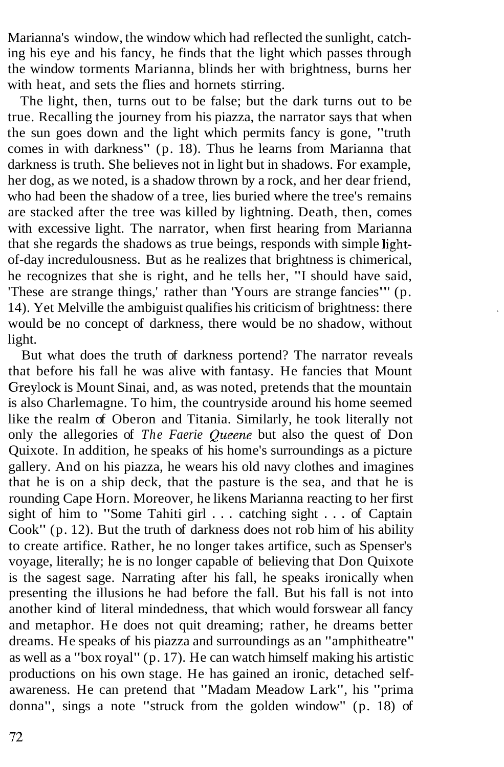Marianna's window, the window which had reflected the sunlight, catching his eye and his fancy, he finds that the light which passes through the window torments Marianna, blinds her with brightness, burns her with heat, and sets the flies and hornets stirring.

The light, then, turns out to be false; but the dark turns out to be true. Recalling the journey from his piazza, the narrator says that when the sun goes down and the light which permits fancy is gone, "truth comes in with darkness" (p. 18). Thus he learns from Marianna that darkness is truth. She believes not in light but in shadows. For example, her dog, as we noted, is a shadow thrown by a rock, and her dear friend, who had been the shadow of a tree, lies buried where the tree's remains are stacked after the tree was killed by lightning. Death, then, comes with excessive light. The narrator, when first hearing from Marianna that she regards the shadows as true beings, responds with simple light-of-day incredulousness. But as he realizes that brightness is chimerical, he recognizes that she is right, and he tells her, "I should have said, 'These are strange things,' rather than 'Yours are strange fancies'" (p. 14). Yet Melville the ambiguist qualifies his criticism of brightness: there would be no concept of darkness, there would be no shadow, without light.

But what does the truth of darkness portend? The narrator reveals that before his fall he was alive with fantasy. He fancies that Mount Greylock is Mount Sinai, and, as was noted, pretends that the mountain is also Charlemagne. To him, the countryside around his home seemed like the realm of Oberon and Titania. Similarly, he took literally not only the allegories of *The Faerie Queene* but also the quest of Don Quixote. In addition, he speaks of his home's surroundings as a picture gallery. And on his piazza, he wears his old navy clothes and imagines that he is on a ship deck, that the pasture is the sea, and that he is rounding Cape Horn. Moreover, he likens Marianna reacting to her first sight of him to "Some Tahiti girl . . . catching sight . . . of Captain Cook" (p. 12). But the truth of darkness does not rob him of his ability to create artifice. Rather, he no longer takes artifice, such as Spenser's voyage, literally; he is no longer capable of believing that Don Quixote is the sagest sage. Narrating after his fall, he speaks ironically when presenting the illusions he had before the fall. But his fall is not into another kind of literal mindedness, that which would forswear all fancy and metaphor. He does not quit dreaming; rather, he dreams better dreams. He speaks of his piazza and surroundings as an "amphitheatre" as well as a "box royal" (p. 17). He can watch himself making his artistic productions on his own stage. He has gained an ironic, detached self-awareness. He can pretend that "Madam Meadow Lark", his "prima donna", sings a note "struck from the golden window" (p. 18) of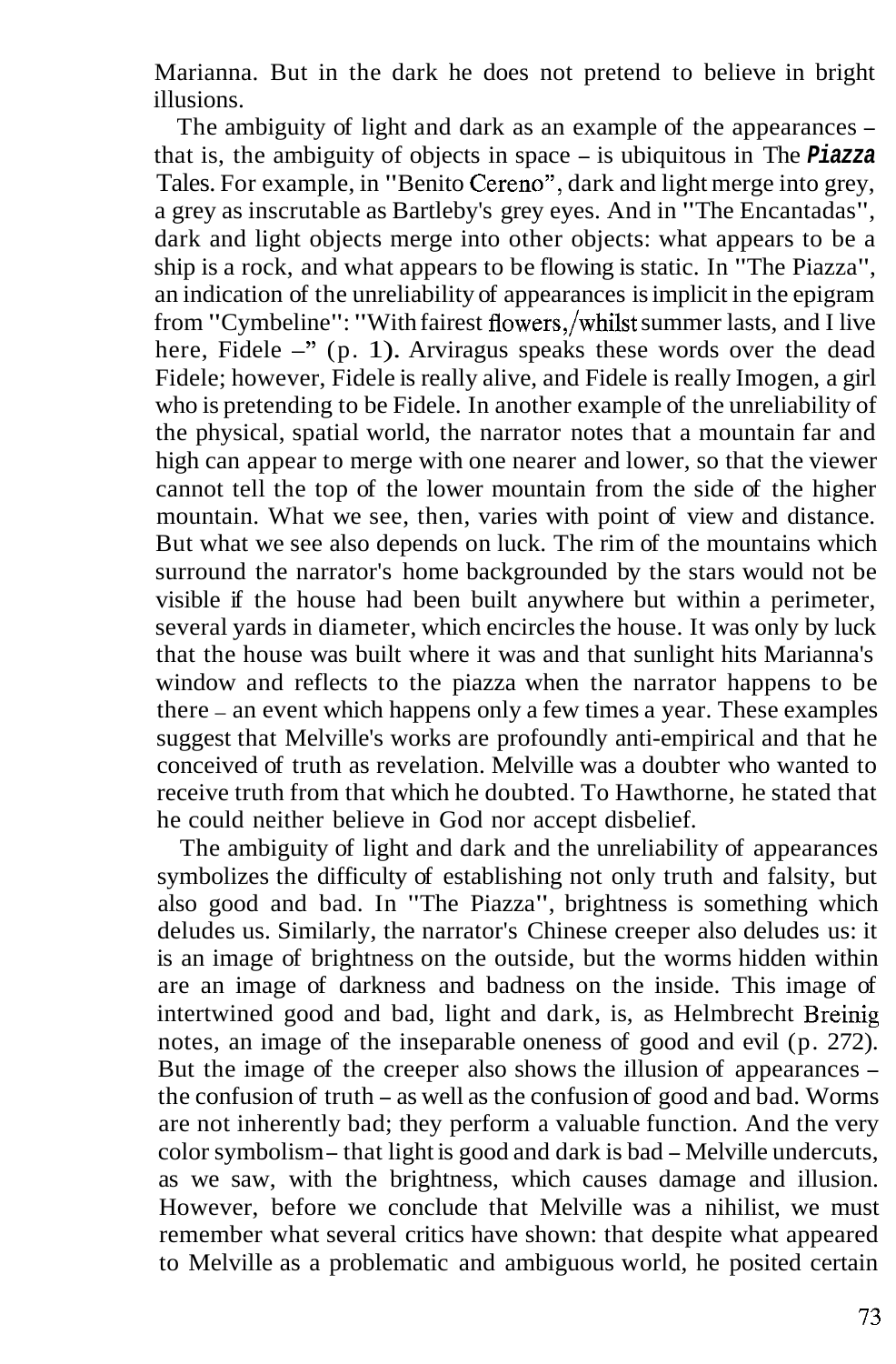Marianna. But in the dark he does not pretend to believe in bright illusions.

The ambiguity of light and dark as an example of the appearances – that is, the ambiguity of objects in space – is ubiquitous in The ***Piazza*** Tales. For example, in "Benito Cereno", dark and light merge into grey, a grey as inscrutable as Bartleby's grey eyes. And in "The Encantadas", dark and light objects merge into other objects: what appears to be a ship is a rock, and what appears to be flowing is static. In "The Piazza", an indication of the unreliability of appearances is implicit in the epigram from "Cymbeline": "With fairest flowers,/whilst summer lasts, and I live here, Fidele –" (p. 1). Arviragus speaks these words over the dead Fidele; however, Fidele is really alive, and Fidele is really Imogen, a girl who is pretending to be Fidele. In another example of the unreliability of the physical, spatial world, the narrator notes that a mountain far and high can appear to merge with one nearer and lower, so that the viewer cannot tell the top of the lower mountain from the side of the higher mountain. What we see, then, varies with point of view and distance. But what we see also depends on luck. The rim of the mountains which surround the narrator's home backgrounded by the stars would not be visible if the house had been built anywhere but within a perimeter, several yards in diameter, which encircles the house. It was only by luck that the house was built where it was and that sunlight hits Marianna's window and reflects to the piazza when the narrator happens to be there – an event which happens only a few times a year. These examples suggest that Melville's works are profoundly anti-empirical and that he conceived of truth as revelation. Melville was a doubter who wanted to receive truth from that which he doubted. To Hawthorne, he stated that he could neither believe in God nor accept disbelief.

The ambiguity of light and dark and the unreliability of appearances symbolizes the difficulty of establishing not only truth and falsity, but also good and bad. In "The Piazza", brightness is something which deludes us. Similarly, the narrator's Chinese creeper also deludes us: it is an image of brightness on the outside, but the worms hidden within are an image of darkness and badness on the inside. This image of intertwined good and bad, light and dark, is, as Helmbrecht Breinig notes, an image of the inseparable oneness of good and evil (p. 272). But the image of the creeper also shows the illusion of appearances – the confusion of truth – as well as the confusion of good and bad. Worms are not inherently bad; they perform a valuable function. And the very color symbolism – that light is good and dark is bad – Melville undercuts, as we saw, with the brightness, which causes damage and illusion. However, before we conclude that Melville was a nihilist, we must remember what several critics have shown: that despite what appeared to Melville as a problematic and ambiguous world, he posited certain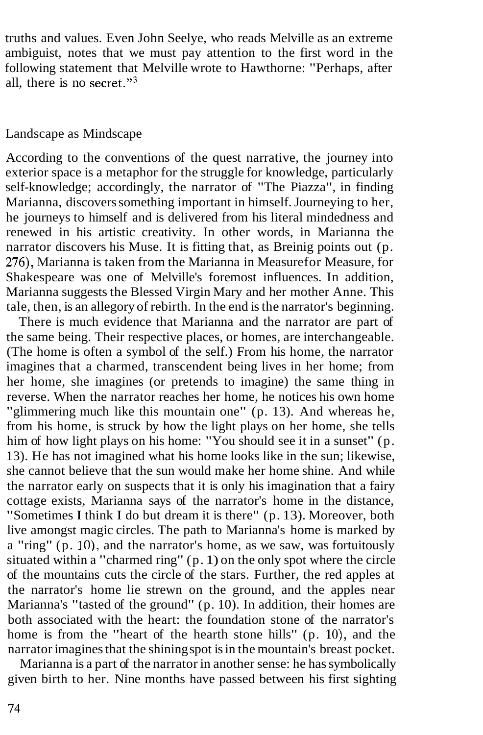truths and values. Even John Seelye, who reads Melville as an extreme ambiguist, notes that we must pay attention to the first word in the following statement that Melville wrote to Hawthorne: "Perhaps, after all, there is no secret."[3]

## Landscape as Mindscape

According to the conventions of the quest narrative, the journey into exterior space is a metaphor for the struggle for knowledge, particularly self-knowledge; accordingly, the narrator of "The Piazza", in finding Marianna, discovers something important in himself. Journeying to her, he journeys to himself and is delivered from his literal mindedness and renewed in his artistic creativity. In other words, in Marianna the narrator discovers his Muse. It is fitting that, as Breinig points out (p. 276), Marianna is taken from the Marianna in *Measure for Measure*, for Shakespeare was one of Melville's foremost influences. In addition, Marianna suggests the Blessed Virgin Mary and her mother Anne. This tale, then, is an allegory of rebirth. In the end is the narrator's beginning.

There is much evidence that Marianna and the narrator are part of the same being. Their respective places, or homes, are interchangeable. (The home is often a symbol of the self.) From his home, the narrator imagines that a charmed, transcendent being lives in her home; from her home, she imagines (or pretends to imagine) the same thing in reverse. When the narrator reaches her home, he notices his own home "glimmering much like this mountain one" (p. 13). And whereas he, from his home, is struck by how the light plays on her home, she tells him of how light plays on his home: "You should see it in a sunset" (p. 13). He has not imagined what his home looks like in the sun; likewise, she cannot believe that the sun would make her home shine. And while the narrator early on suspects that it is only his imagination that a fairy cottage exists, Marianna says of the narrator's home in the distance, "Sometimes I think I do but dream it is there" (p. 13). Moreover, both live amongst magic circles. The path to Marianna's home is marked by a "ring" (p. 10), and the narrator's home, as we saw, was fortuitously situated within a "charmed ring" (p. 1) on the only spot where the circle of the mountains cuts the circle of the stars. Further, the red apples at the narrator's home lie strewn on the ground, and the apples near Marianna's "tasted of the ground" (p. 10). In addition, their homes are both associated with the heart: the foundation stone of the narrator's home is from the "heart of the hearth stone hills" (p. 10), and the narrator imagines that the shining spot is in the mountain's breast pocket.

Marianna is a part of the narrator in another sense: he has symbolically given birth to her. Nine months have passed between his first sighting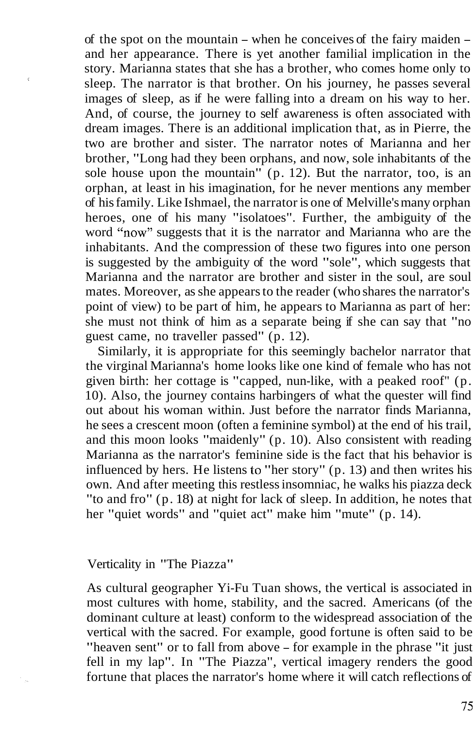of the spot on the mountain – when he conceives of the fairy maiden – and her appearance. There is yet another familial implication in the story. Marianna states that she has a brother, who comes home only to sleep. The narrator is that brother. On his journey, he passes several images of sleep, as if he were falling into a dream on his way to her. And, of course, the journey to self awareness is often associated with dream images. There is an additional implication that, as in Pierre, the two are brother and sister. The narrator notes of Marianna and her brother, "Long had they been orphans, and now, sole inhabitants of the sole house upon the mountain" (p. 12). But the narrator, too, is an orphan, at least in his imagination, for he never mentions any member of his family. Like Ishmael, the narrator is one of Melville's many orphan heroes, one of his many "isolatoes". Further, the ambiguity of the word "now" suggests that it is the narrator and Marianna who are the inhabitants. And the compression of these two figures into one person is suggested by the ambiguity of the word "sole", which suggests that Marianna and the narrator are brother and sister in the soul, are soul mates. Moreover, as she appears to the reader (who shares the narrator's point of view) to be part of him, he appears to Marianna as part of her: she must not think of him as a separate being if she can say that "no guest came, no traveller passed" (p. 12).

Similarly, it is appropriate for this seemingly bachelor narrator that the virginal Marianna's home looks like one kind of female who has not given birth: her cottage is "capped, nun-like, with a peaked roof" (p. 10). Also, the journey contains harbingers of what the quester will find out about his woman within. Just before the narrator finds Marianna, he sees a crescent moon (often a feminine symbol) at the end of his trail, and this moon looks "maidenly" (p. 10). Also consistent with reading Marianna as the narrator's feminine side is the fact that his behavior is influenced by hers. He listens to "her story" (p. 13) and then writes his own. And after meeting this restless insomniac, he walks his piazza deck "to and fro" (p. 18) at night for lack of sleep. In addition, he notes that her "quiet words" and "quiet act" make him "mute" (p. 14).

## Verticality in "The Piazza"

As cultural geographer Yi-Fu Tuan shows, the vertical is associated in most cultures with home, stability, and the sacred. Americans (of the dominant culture at least) conform to the widespread association of the vertical with the sacred. For example, good fortune is often said to be "heaven sent" or to fall from above – for example in the phrase "it just fell in my lap". In "The Piazza", vertical imagery renders the good fortune that places the narrator's home where it will catch reflections of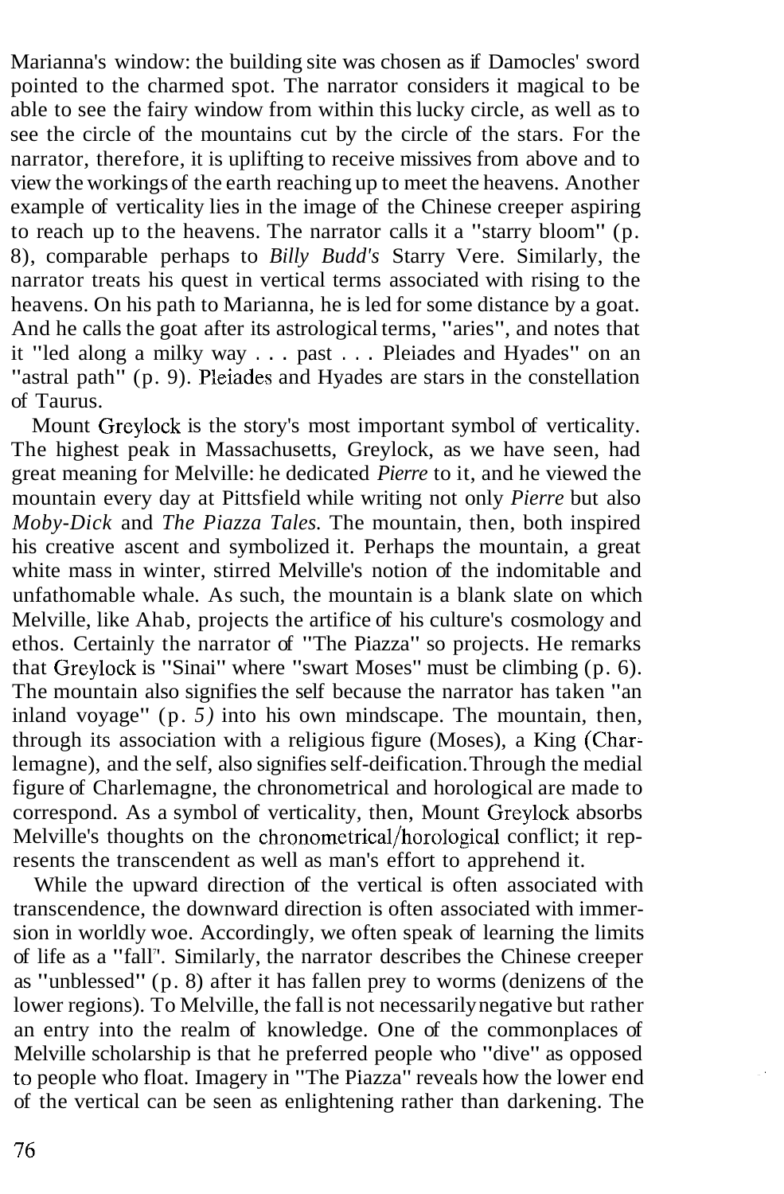Marianna's window: the building site was chosen as if Damocles' sword pointed to the charmed spot. The narrator considers it magical to be able to see the fairy window from within this lucky circle, as well as to see the circle of the mountains cut by the circle of the stars. For the narrator, therefore, it is uplifting to receive missives from above and to view the workings of the earth reaching up to meet the heavens. Another example of verticality lies in the image of the Chinese creeper aspiring to reach up to the heavens. The narrator calls it a "starry bloom" (p. 8), comparable perhaps to *Billy Budd's* Starry Vere. Similarly, the narrator treats his quest in vertical terms associated with rising to the heavens. On his path to Marianna, he is led for some distance by a goat. And he calls the goat after its astrological terms, "aries", and notes that it "led along a milky way . . . past . . . Pleiades and Hyades" on an "astral path" (p. 9). Pleiades and Hyades are stars in the constellation of Taurus.

Mount Greylock is the story's most important symbol of verticality. The highest peak in Massachusetts, Greylock, as we have seen, had great meaning for Melville: he dedicated *Pierre* to it, and he viewed the mountain every day at Pittsfield while writing not only *Pierre* but also *Moby-Dick* and *The Piazza Tales.* The mountain, then, both inspired his creative ascent and symbolized it. Perhaps the mountain, a great white mass in winter, stirred Melville's notion of the indomitable and unfathomable whale. As such, the mountain is a blank slate on which Melville, like Ahab, projects the artifice of his culture's cosmology and ethos. Certainly the narrator of "The Piazza" so projects. He remarks that Greylock is "Sinai" where "swart Moses" must be climbing (p. 6). The mountain also signifies the self because the narrator has taken "an inland voyage" (p. 5) into his own mindscape. The mountain, then, through its association with a religious figure (Moses), a King (Charlemagne), and the self, also signifies self-deification. Through the medial figure of Charlemagne, the chronometrical and horological are made to correspond. As a symbol of verticality, then, Mount Greylock absorbs Melville's thoughts on the chronometrical/horological conflict; it represents the transcendent as well as man's effort to apprehend it.

While the upward direction of the vertical is often associated with transcendence, the downward direction is often associated with immersion in worldly woe. Accordingly, we often speak of learning the limits of life as a "fall". Similarly, the narrator describes the Chinese creeper as "unblessed" (p. 8) after it has fallen prey to worms (denizens of the lower regions). To Melville, the fall is not necessarily negative but rather an entry into the realm of knowledge. One of the commonplaces of Melville scholarship is that he preferred people who "dive" as opposed to people who float. Imagery in "The Piazza" reveals how the lower end of the vertical can be seen as enlightening rather than darkening. The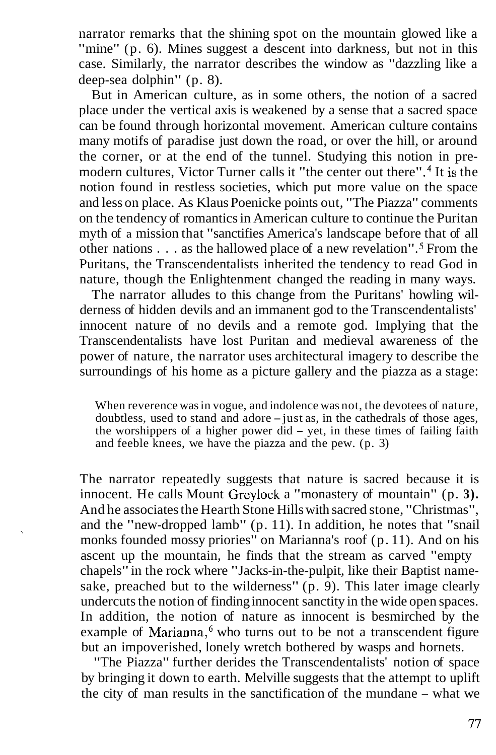narrator remarks that the shining spot on the mountain glowed like a "mine" (p. 6). Mines suggest a descent into darkness, but not in this case. Similarly, the narrator describes the window as "dazzling like a deep-sea dolphin" (p. 8).

But in American culture, as in some others, the notion of a sacred place under the vertical axis is weakened by a sense that a sacred space can be found through horizontal movement. American culture contains many motifs of paradise just down the road, or over the hill, or around the corner, or at the end of the tunnel. Studying this notion in pre-modern cultures, Victor Turner calls it "the center out there".[4] It is the notion found in restless societies, which put more value on the space and less on place. As Klaus Poenicke points out, "The Piazza" comments on the tendency of romantics in American culture to continue the Puritan myth of a mission that "sanctifies America's landscape before that of all other nations . . . as the hallowed place of a new revelation".[5] From the Puritans, the Transcendentalists inherited the tendency to read God in nature, though the Enlightenment changed the reading in many ways.

The narrator alludes to this change from the Puritans' howling wilderness of hidden devils and an immanent god to the Transcendentalists' innocent nature of no devils and a remote god. Implying that the Transcendentalists have lost Puritan and medieval awareness of the power of nature, the narrator uses architectural imagery to describe the surroundings of his home as a picture gallery and the piazza as a stage:

> When reverence was in vogue, and indolence was not, the devotees of nature, doubtless, used to stand and adore – just as, in the cathedrals of those ages, the worshippers of a higher power did – yet, in these times of failing faith and feeble knees, we have the piazza and the pew. (p. 3)

The narrator repeatedly suggests that nature is sacred because it is innocent. He calls Mount Greylock a "monastery of mountain" (p. 3). And he associates the Hearth Stone Hills with sacred stone, "Christmas", and the "new-dropped lamb" (p. 11). In addition, he notes that "snail monks founded mossy priories" on Marianna's roof (p. 11). And on his ascent up the mountain, he finds that the stream as carved "empty chapels" in the rock where "Jacks-in-the-pulpit, like their Baptist namesake, preached but to the wilderness" (p. 9). This later image clearly undercuts the notion of finding innocent sanctity in the wide open spaces. In addition, the notion of nature as innocent is besmirched by the example of Marianna,[6] who turns out to be not a transcendent figure but an impoverished, lonely wretch bothered by wasps and hornets.

"The Piazza" further derides the Transcendentalists' notion of space by bringing it down to earth. Melville suggests that the attempt to uplift the city of man results in the sanctification of the mundane – what we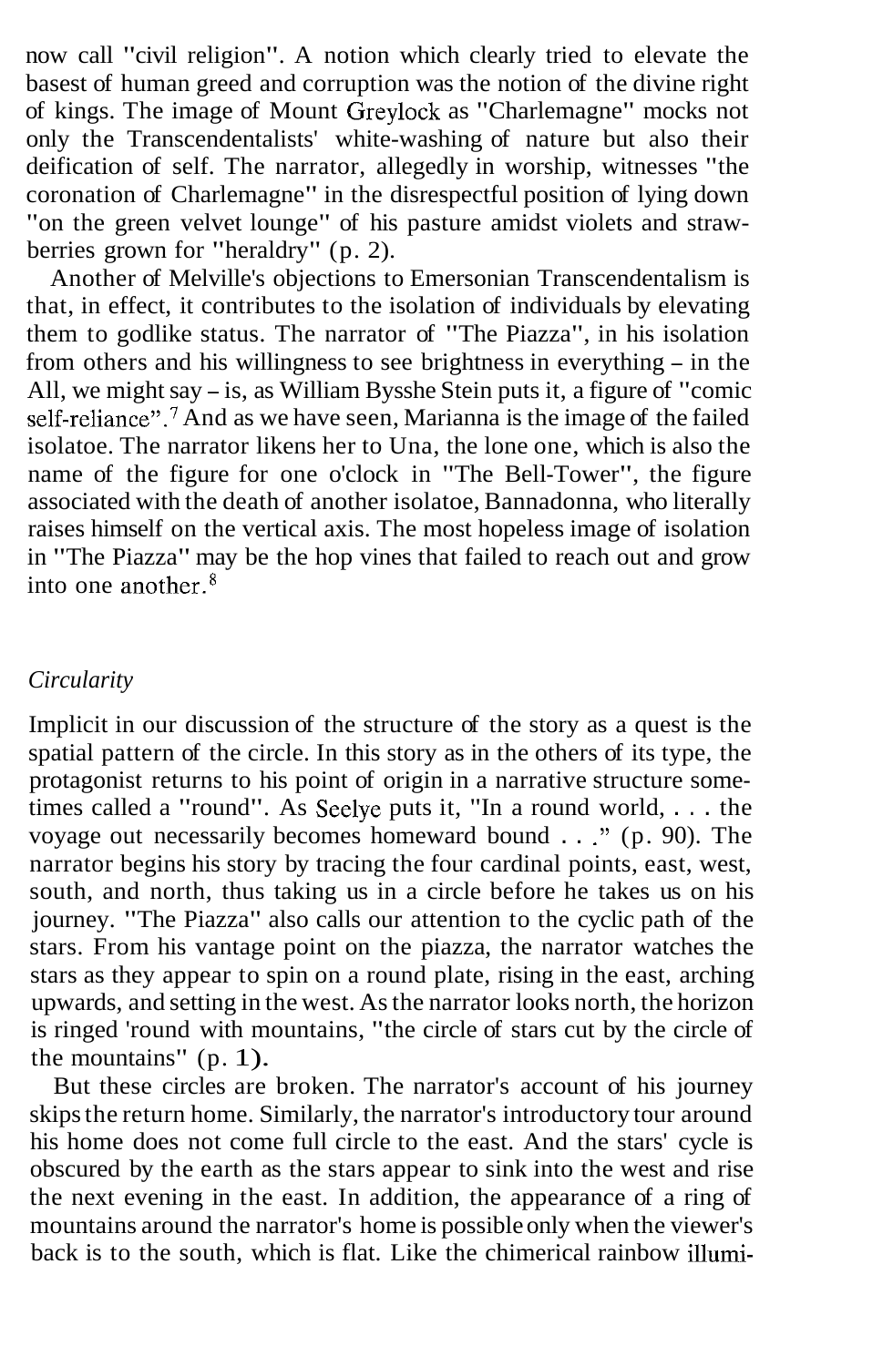now call "civil religion". A notion which clearly tried to elevate the basest of human greed and corruption was the notion of the divine right of kings. The image of Mount Greylock as "Charlemagne" mocks not only the Transcendentalists' white-washing of nature but also their deification of self. The narrator, allegedly in worship, witnesses "the coronation of Charlemagne" in the disrespectful position of lying down "on the green velvet lounge" of his pasture amidst violets and strawberries grown for "heraldry" (p. 2).

Another of Melville's objections to Emersonian Transcendentalism is that, in effect, it contributes to the isolation of individuals by elevating them to godlike status. The narrator of "The Piazza", in his isolation from others and his willingness to see brightness in everything – in the All, we might say – is, as William Bysshe Stein puts it, a figure of "comic self-reliance".[7] And as we have seen, Marianna is the image of the failed isolatoe. The narrator likens her to Una, the lone one, which is also the name of the figure for one o'clock in "The Bell-Tower", the figure associated with the death of another isolatoe, Bannadonna, who literally raises himself on the vertical axis. The most hopeless image of isolation in "The Piazza" may be the hop vines that failed to reach out and grow into one another.[8]

## *Circularity*

Implicit in our discussion of the structure of the story as a quest is the spatial pattern of the circle. In this story as in the others of its type, the protagonist returns to his point of origin in a narrative structure sometimes called a "round". As Seelye puts it, "In a round world, . . . the voyage out necessarily becomes homeward bound . . ." (p. 90). The narrator begins his story by tracing the four cardinal points, east, west, south, and north, thus taking us in a circle before he takes us on his journey. "The Piazza" also calls our attention to the cyclic path of the stars. From his vantage point on the piazza, the narrator watches the stars as they appear to spin on a round plate, rising in the east, arching upwards, and setting in the west. As the narrator looks north, the horizon is ringed 'round with mountains, "the circle of stars cut by the circle of the mountains" (p. 1).

But these circles are broken. The narrator's account of his journey skips the return home. Similarly, the narrator's introductory tour around his home does not come full circle to the east. And the stars' cycle is obscured by the earth as the stars appear to sink into the west and rise the next evening in the east. In addition, the appearance of a ring of mountains around the narrator's home is possible only when the viewer's back is to the south, which is flat. Like the chimerical rainbow illumi-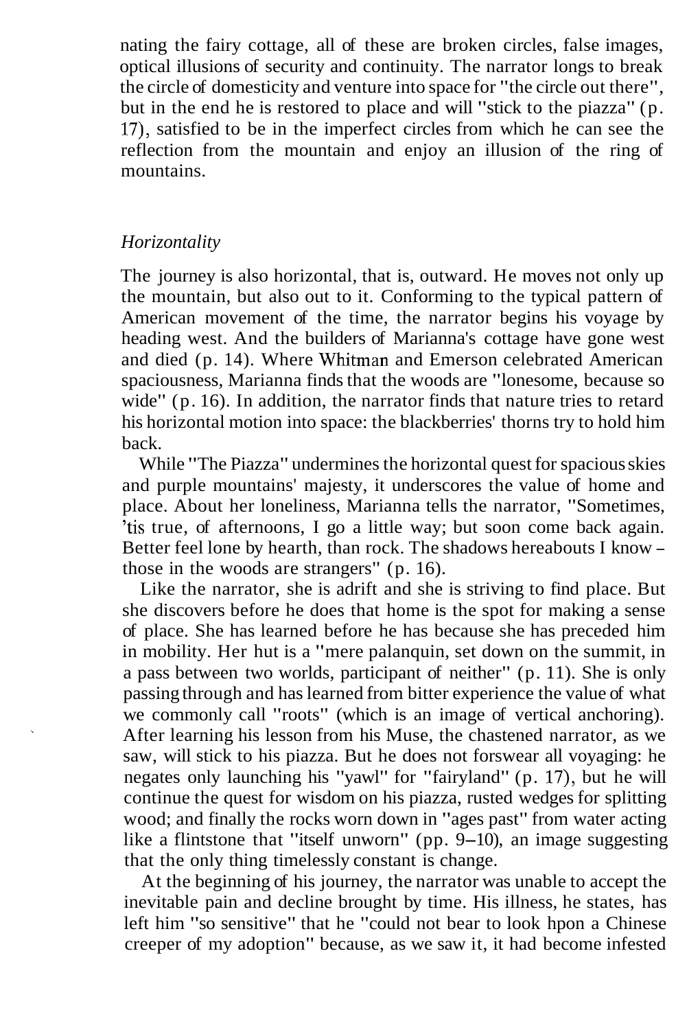nating the fairy cottage, all of these are broken circles, false images, optical illusions of security and continuity. The narrator longs to break the circle of domesticity and venture into space for "the circle out there", but in the end he is restored to place and will "stick to the piazza" (p. 17), satisfied to be in the imperfect circles from which he can see the reflection from the mountain and enjoy an illusion of the ring of mountains.

### *Horizontality*

The journey is also horizontal, that is, outward. He moves not only up the mountain, but also out to it. Conforming to the typical pattern of American movement of the time, the narrator begins his voyage by heading west. And the builders of Marianna's cottage have gone west and died (p. 14). Where Whitman and Emerson celebrated American spaciousness, Marianna finds that the woods are "lonesome, because so wide" (p. 16). In addition, the narrator finds that nature tries to retard his horizontal motion into space: the blackberries' thorns try to hold him back.

While "The Piazza" undermines the horizontal quest for spacious skies and purple mountains' majesty, it underscores the value of home and place. About her loneliness, Marianna tells the narrator, "Sometimes, 'tis true, of afternoons, I go a little way; but soon come back again. Better feel lone by hearth, than rock. The shadows hereabouts I know – those in the woods are strangers" (p. 16).

Like the narrator, she is adrift and she is striving to find place. But she discovers before he does that home is the spot for making a sense of place. She has learned before he has because she has preceded him in mobility. Her hut is a "mere palanquin, set down on the summit, in a pass between two worlds, participant of neither" (p. 11). She is only passing through and has learned from bitter experience the value of what we commonly call "roots" (which is an image of vertical anchoring). After learning his lesson from his Muse, the chastened narrator, as we saw, will stick to his piazza. But he does not forswear all voyaging: he negates only launching his "yawl" for "fairyland" (p. 17), but he will continue the quest for wisdom on his piazza, rusted wedges for splitting wood; and finally the rocks worn down in "ages past" from water acting like a flintstone that "itself unworn" (pp. 9–10), an image suggesting that the only thing timelessly constant is change.

At the beginning of his journey, the narrator was unable to accept the inevitable pain and decline brought by time. His illness, he states, has left him "so sensitive" that he "could not bear to look hpon a Chinese creeper of my adoption" because, as we saw it, it had become infested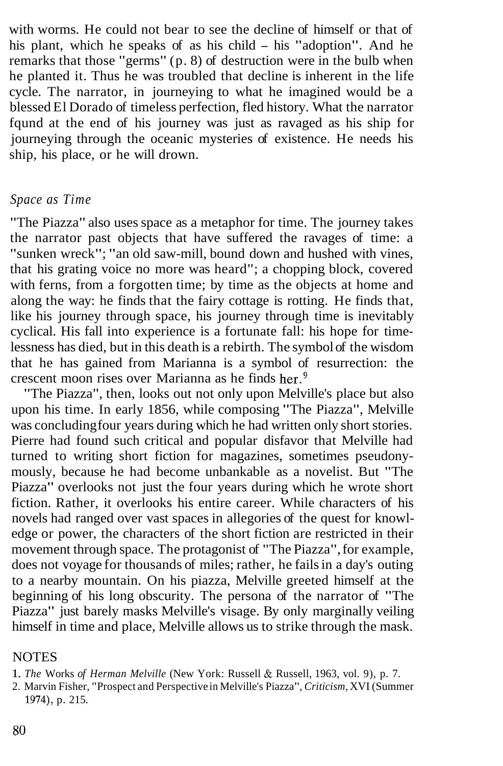with worms. He could not bear to see the decline of himself or that of his plant, which he speaks of as his child – his "adoption". And he remarks that those "germs" (p. 8) of destruction were in the bulb when he planted it. Thus he was troubled that decline is inherent in the life cycle. The narrator, in journeying to what he imagined would be a blessed El Dorado of timeless perfection, fled history. What the narrator fqund at the end of his journey was just as ravaged as his ship for journeying through the oceanic mysteries of existence. He needs his ship, his place, or he will drown.

### *Space as Time*

"The Piazza" also uses space as a metaphor for time. The journey takes the narrator past objects that have suffered the ravages of time: a "sunken wreck"; "an old saw-mill, bound down and hushed with vines, that his grating voice no more was heard"; a chopping block, covered with ferns, from a forgotten time; by time as the objects at home and along the way: he finds that the fairy cottage is rotting. He finds that, like his journey through space, his journey through time is inevitably cyclical. His fall into experience is a fortunate fall: his hope for timelessness has died, but in this death is a rebirth. The symbol of the wisdom that he has gained from Marianna is a symbol of resurrection: the crescent moon rises over Marianna as he finds her.[9]

"The Piazza", then, looks out not only upon Melville's place but also upon his time. In early 1856, while composing "The Piazza", Melville was concluding four years during which he had written only short stories. Pierre had found such critical and popular disfavor that Melville had turned to writing short fiction for magazines, sometimes pseudonymously, because he had become unbankable as a novelist. But "The Piazza" overlooks not just the four years during which he wrote short fiction. Rather, it overlooks his entire career. While characters of his novels had ranged over vast spaces in allegories of the quest for knowledge or power, the characters of the short fiction are restricted in their movement through space. The protagonist of "The Piazza", for example, does not voyage for thousands of miles; rather, he fails in a day's outing to a nearby mountain. On his piazza, Melville greeted himself at the beginning of his long obscurity. The persona of the narrator of "The Piazza" just barely masks Melville's visage. By only marginally veiling himself in time and place, Melville allows us to strike through the mask.

## NOTES

1. *The* Works *of Herman Melville* (New York: Russell & Russell, 1963, vol. 9), p. 7.
2. Marvin Fisher, "Prospect and Perspective in Melville's Piazza", *Criticism,* XVI (Summer 1974), p. 215.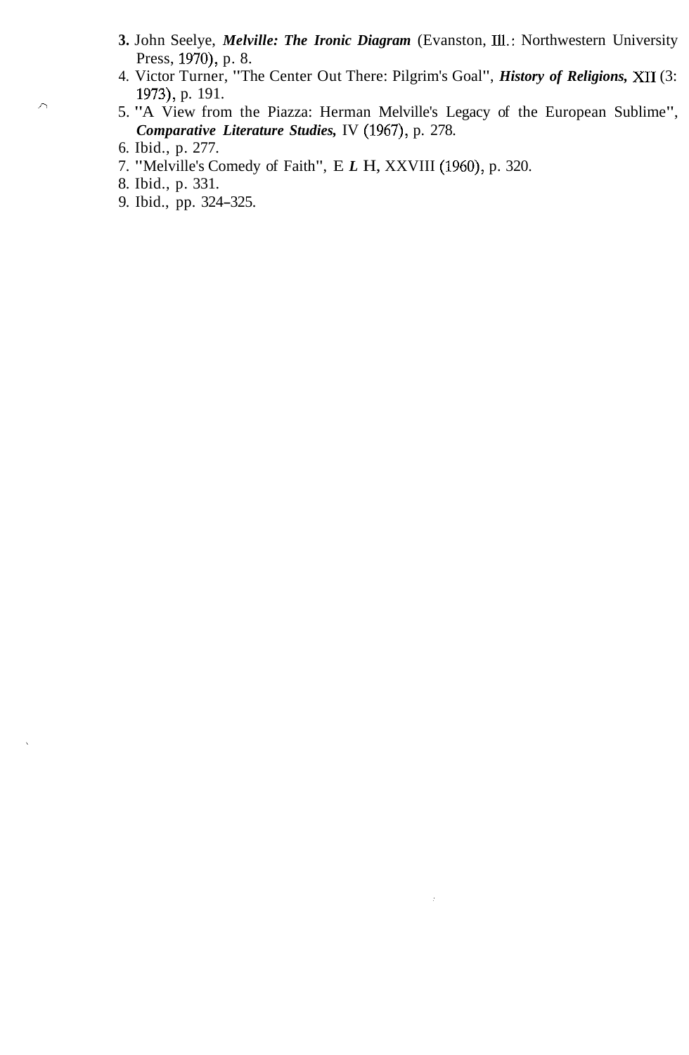3. John Seelye, ***Melville: The Ironic Diagram*** (Evanston, Ill.: Northwestern University Press, 1970), p. 8.
4. Victor Turner, "The Center Out There: Pilgrim's Goal", ***History of Religions,*** XII (3: 1973), p. 191.
5. "A View from the Piazza: Herman Melville's Legacy of the European Sublime", ***Comparative Literature Studies,*** IV (1967), p. 278.
6. Ibid., p. 277.
7. "Melville's Comedy of Faith", E *L* H, XXVIII (1960), p. 320.
8. Ibid., p. 331.
9. Ibid., pp. 324–325.